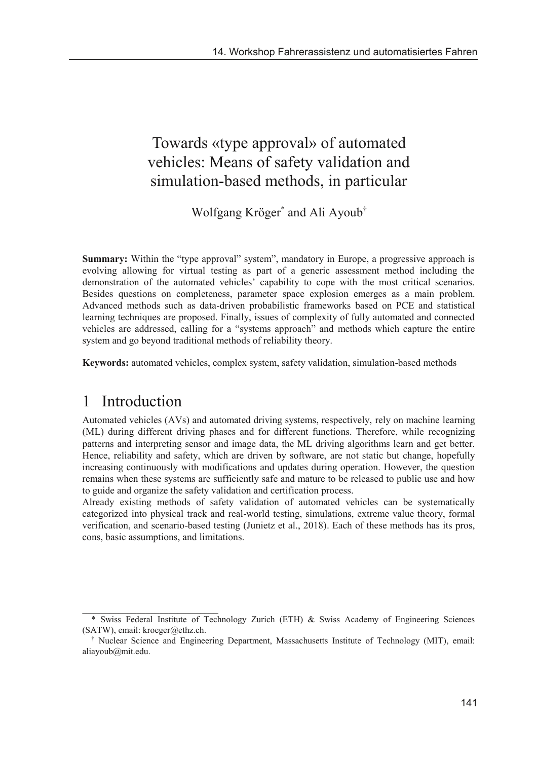# Towards «type approval» of automated vehicles: Means of safety validation and simulation-based methods, in particular

Wolfgang Kröger* and Ali Ayoub†

**Summary:** Within the "type approval" system", mandatory in Europe, a progressive approach is evolving allowing for virtual testing as part of a generic assessment method including the demonstration of the automated vehicles' capability to cope with the most critical scenarios. Besides questions on completeness, parameter space explosion emerges as a main problem. Advanced methods such as data-driven probabilistic frameworks based on PCE and statistical learning techniques are proposed. Finally, issues of complexity of fully automated and connected vehicles are addressed, calling for a "systems approach" and methods which capture the entire system and go beyond traditional methods of reliability theory.

**Keywords:** automated vehicles, complex system, safety validation, simulation-based methods

## 1 Introduction

Automated vehicles (AVs) and automated driving systems, respectively, rely on machine learning (ML) during different driving phases and for different functions. Therefore, while recognizing patterns and interpreting sensor and image data, the ML driving algorithms learn and get better. Hence, reliability and safety, which are driven by software, are not static but change, hopefully increasing continuously with modifications and updates during operation. However, the question remains when these systems are sufficiently safe and mature to be released to public use and how to guide and organize the safety validation and certification process.

Already existing methods of safety validation of automated vehicles can be systematically categorized into physical track and real-world testing, simulations, extreme value theory, formal verification, and scenario-based testing (Junietz et al., 2018). Each of these methods has its pros, cons, basic assumptions, and limitations.

---

\* Swiss Federal Institute of Technology Zurich (ETH) & Swiss Academy of Engineering Sciences (SATW), email: kroeger@ethz.ch.

† Nuclear Science and Engineering Department, Massachusetts Institute of Technology (MIT), email: aliayoub@mit.edu.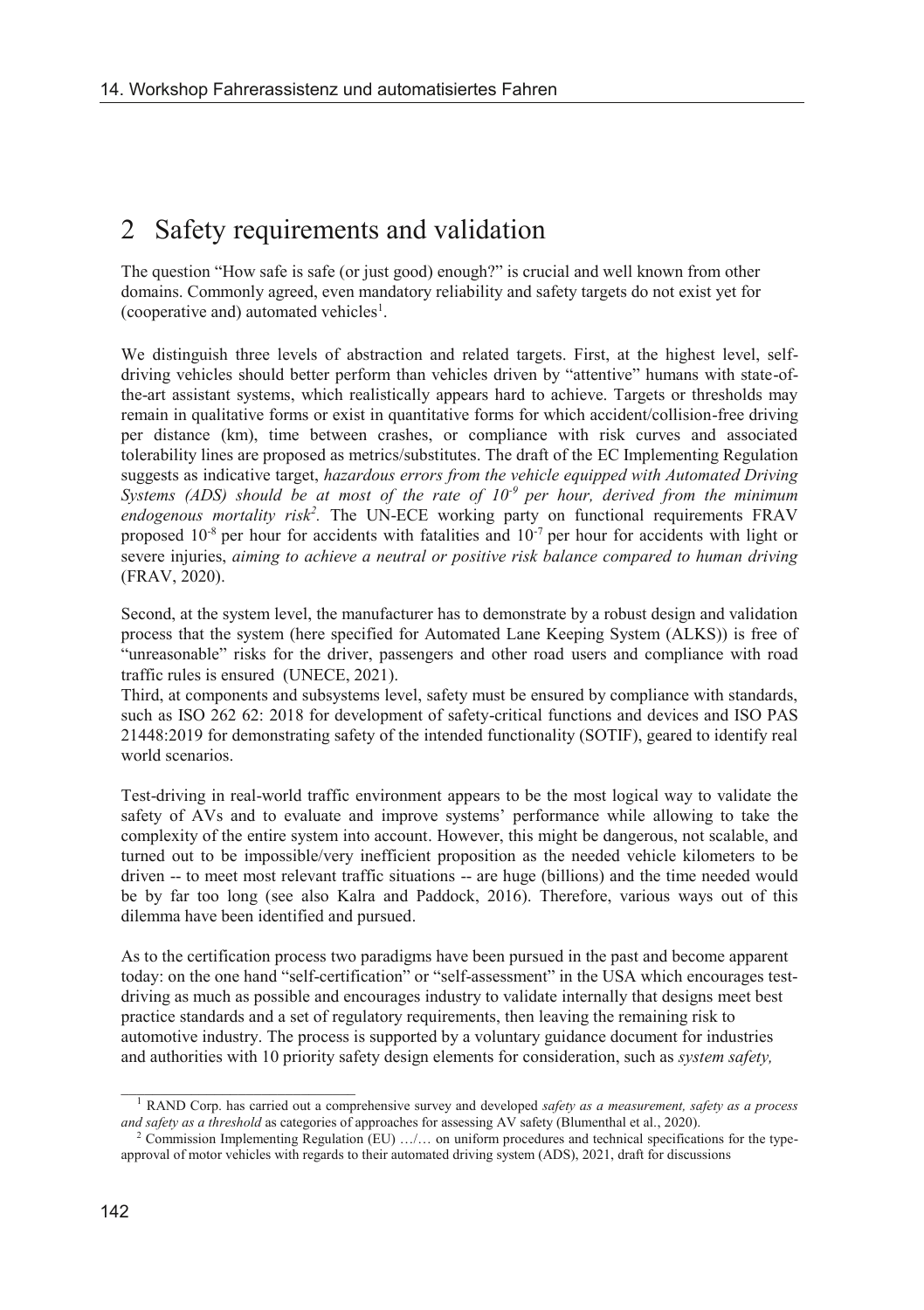## 2 Safety requirements and validation

The question "How safe is safe (or just good) enough?" is crucial and well known from other domains. Commonly agreed, even mandatory reliability and safety targets do not exist yet for (cooperative and) automated vehicles[1].

We distinguish three levels of abstraction and related targets. First, at the highest level, self-driving vehicles should better perform than vehicles driven by "attentive" humans with state-of-the-art assistant systems, which realistically appears hard to achieve. Targets or thresholds may remain in qualitative forms or exist in quantitative forms for which accident/collision-free driving per distance (km), time between crashes, or compliance with risk curves and associated tolerability lines are proposed as metrics/substitutes. The draft of the EC Implementing Regulation suggests as indicative target, *hazardous errors from the vehicle equipped with Automated Driving Systems (ADS) should be at most of the rate of $10^{-9}$ per hour, derived from the minimum endogenous mortality risk*[2]. The UN-ECE working party on functional requirements FRAV proposed $10^{-8}$ per hour for accidents with fatalities and $10^{-7}$ per hour for accidents with light or severe injuries, *aiming to achieve a neutral or positive risk balance compared to human driving* (FRAV, 2020).

Second, at the system level, the manufacturer has to demonstrate by a robust design and validation process that the system (here specified for Automated Lane Keeping System (ALKS)) is free of "unreasonable" risks for the driver, passengers and other road users and compliance with road traffic rules is ensured (UNECE, 2021).

Third, at components and subsystems level, safety must be ensured by compliance with standards, such as ISO 262 62: 2018 for development of safety-critical functions and devices and ISO PAS 21448:2019 for demonstrating safety of the intended functionality (SOTIF), geared to identify real world scenarios.

Test-driving in real-world traffic environment appears to be the most logical way to validate the safety of AVs and to evaluate and improve systems' performance while allowing to take the complexity of the entire system into account. However, this might be dangerous, not scalable, and turned out to be impossible/very inefficient proposition as the needed vehicle kilometers to be driven -- to meet most relevant traffic situations -- are huge (billions) and the time needed would be by far too long (see also Kalra and Paddock, 2016). Therefore, various ways out of this dilemma have been identified and pursued.

As to the certification process two paradigms have been pursued in the past and become apparent today: on the one hand "self-certification" or "self-assessment" in the USA which encourages test-driving as much as possible and encourages industry to validate internally that designs meet best practice standards and a set of regulatory requirements, then leaving the remaining risk to automotive industry. The process is supported by a voluntary guidance document for industries and authorities with 10 priority safety design elements for consideration, such as *system safety,*

---

[1] RAND Corp. has carried out a comprehensive survey and developed *safety as a measurement, safety as a process and safety as a threshold* as categories of approaches for assessing AV safety (Blumenthal et al., 2020).

[2] Commission Implementing Regulation (EU) …/… on uniform procedures and technical specifications for the type-approval of motor vehicles with regards to their automated driving system (ADS), 2021, draft for discussions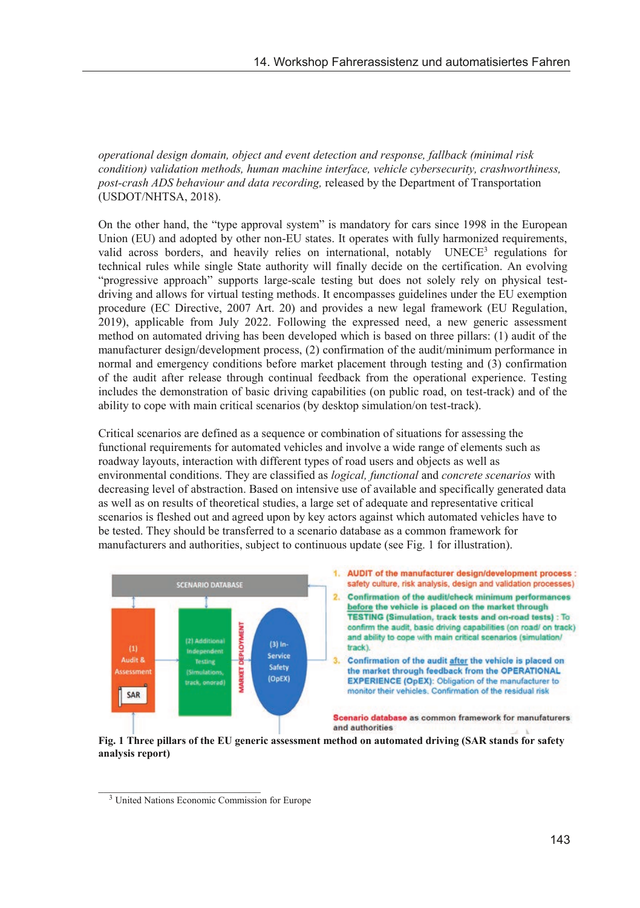*operational design domain, object and event detection and response, fallback (minimal risk condition) validation methods, human machine interface, vehicle cybersecurity, crashworthiness, post-crash ADS behaviour and data recording,* released by the Department of Transportation (USDOT/NHTSA, 2018).

On the other hand, the "type approval system" is mandatory for cars since 1998 in the European Union (EU) and adopted by other non-EU states. It operates with fully harmonized requirements, valid across borders, and heavily relies on international, notably UNECE[3] regulations for technical rules while single State authority will finally decide on the certification. An evolving "progressive approach" supports large-scale testing but does not solely rely on physical test-driving and allows for virtual testing methods. It encompasses guidelines under the EU exemption procedure (EC Directive, 2007 Art. 20) and provides a new legal framework (EU Regulation, 2019), applicable from July 2022. Following the expressed need, a new generic assessment method on automated driving has been developed which is based on three pillars: (1) audit of the manufacturer design/development process, (2) confirmation of the audit/minimum performance in normal and emergency conditions before market placement through testing and (3) confirmation of the audit after release through continual feedback from the operational experience. Testing includes the demonstration of basic driving capabilities (on public road, on test-track) and of the ability to cope with main critical scenarios (by desktop simulation/on test-track).

Critical scenarios are defined as a sequence or combination of situations for assessing the functional requirements for automated vehicles and involve a wide range of elements such as roadway layouts, interaction with different types of road users and objects as well as environmental conditions. They are classified as *logical, functional* and *concrete scenarios* with decreasing level of abstraction. Based on intensive use of available and specifically generated data as well as on results of theoretical studies, a large set of adequate and representative critical scenarios is fleshed out and agreed upon by key actors against which automated vehicles have to be tested. They should be transferred to a scenario database as a common framework for manufacturers and authorities, subject to continuous update (see Fig. 1 for illustration).

SCENARIO DATABASE

(1) Audit & Assessment

SAR

(2) Additional Independent Testing (Simulations, track, onorad)

MARKET DEPLOYMENT

(3) In-Service Safety (OpEX)

1. **AUDIT of the manufacturer design/development process** : safety culture, risk analysis, design and validation processes)
2. **Confirmation of the audit/check minimum performances before the vehicle is placed on the market through TESTING (Simulation, track tests and on-road tests)** : To confirm the audit, basic driving capabilities (on road/ on track) and ability to cope with main critical scenarios (simulation/ track).
3. **Confirmation of the audit after the vehicle is placed on the market through feedback from the OPERATIONAL EXPERIENCE (OpEX)**: Obligation of the manufacturer to monitor their vehicles. Confirmation of the residual risk

**Scenario database** as common framework for manufaturers and authorities

**Fig. 1 Three pillars of the EU generic assessment method on automated driving (SAR stands for safety analysis report)**

[3] United Nations Economic Commission for Europe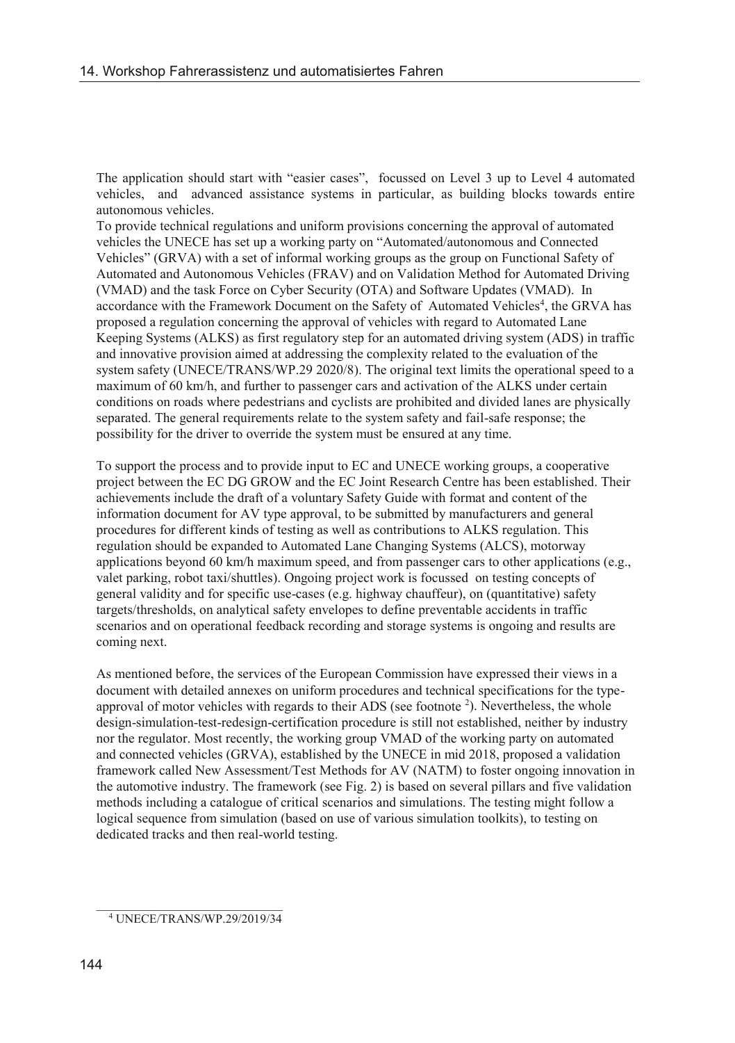The application should start with "easier cases", focussed on Level 3 up to Level 4 automated vehicles, and advanced assistance systems in particular, as building blocks towards entire autonomous vehicles.

To provide technical regulations and uniform provisions concerning the approval of automated vehicles the UNECE has set up a working party on "Automated/autonomous and Connected Vehicles" (GRVA) with a set of informal working groups as the group on Functional Safety of Automated and Autonomous Vehicles (FRAV) and on Validation Method for Automated Driving (VMAD) and the task Force on Cyber Security (OTA) and Software Updates (VMAD). In accordance with the Framework Document on the Safety of Automated Vehicles[4], the GRVA has proposed a regulation concerning the approval of vehicles with regard to Automated Lane Keeping Systems (ALKS) as first regulatory step for an automated driving system (ADS) in traffic and innovative provision aimed at addressing the complexity related to the evaluation of the system safety (UNECE/TRANS/WP.29 2020/8). The original text limits the operational speed to a maximum of 60 km/h, and further to passenger cars and activation of the ALKS under certain conditions on roads where pedestrians and cyclists are prohibited and divided lanes are physically separated. The general requirements relate to the system safety and fail-safe response; the possibility for the driver to override the system must be ensured at any time.

To support the process and to provide input to EC and UNECE working groups, a cooperative project between the EC DG GROW and the EC Joint Research Centre has been established. Their achievements include the draft of a voluntary Safety Guide with format and content of the information document for AV type approval, to be submitted by manufacturers and general procedures for different kinds of testing as well as contributions to ALKS regulation. This regulation should be expanded to Automated Lane Changing Systems (ALCS), motorway applications beyond 60 km/h maximum speed, and from passenger cars to other applications (e.g., valet parking, robot taxi/shuttles). Ongoing project work is focussed on testing concepts of general validity and for specific use-cases (e.g. highway chauffeur), on (quantitative) safety targets/thresholds, on analytical safety envelopes to define preventable accidents in traffic scenarios and on operational feedback recording and storage systems is ongoing and results are coming next.

As mentioned before, the services of the European Commission have expressed their views in a document with detailed annexes on uniform procedures and technical specifications for the type-approval of motor vehicles with regards to their ADS (see footnote [2]). Nevertheless, the whole design-simulation-test-redesign-certification procedure is still not established, neither by industry nor the regulator. Most recently, the working group VMAD of the working party on automated and connected vehicles (GRVA), established by the UNECE in mid 2018, proposed a validation framework called New Assessment/Test Methods for AV (NATM) to foster ongoing innovation in the automotive industry. The framework (see Fig. 2) is based on several pillars and five validation methods including a catalogue of critical scenarios and simulations. The testing might follow a logical sequence from simulation (based on use of various simulation toolkits), to testing on dedicated tracks and then real-world testing.

[4] UNECE/TRANS/WP.29/2019/34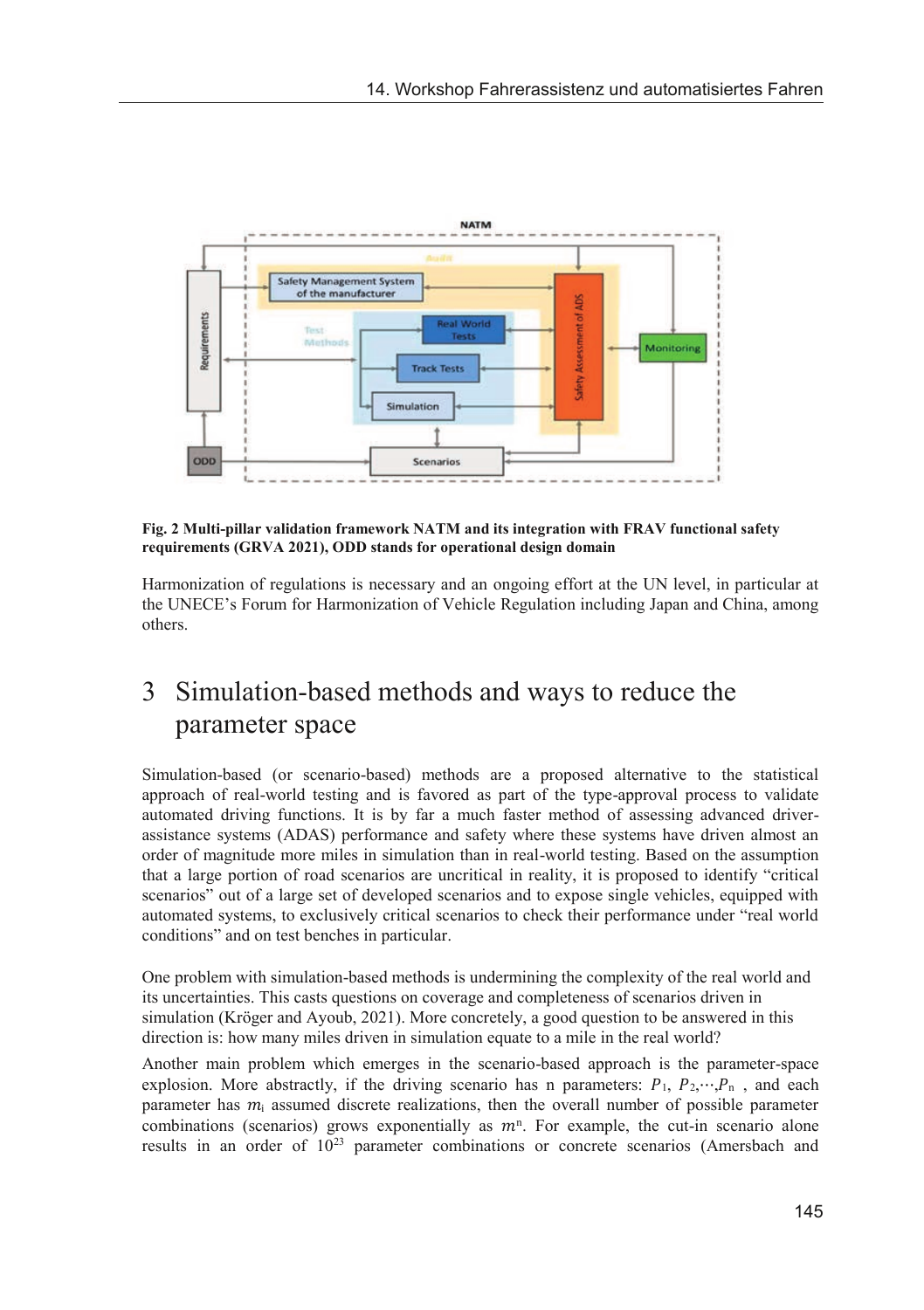Fig. 2 **Multi-pillar validation framework NATM and its integration with FRAV functional safety requirements (GRVA 2021), ODD stands for operational design domain**

Harmonization of regulations is necessary and an ongoing effort at the UN level, in particular at the UNECE's Forum for Harmonization of Vehicle Regulation including Japan and China, among others.

# 3 Simulation-based methods and ways to reduce the parameter space

Simulation-based (or scenario-based) methods are a proposed alternative to the statistical approach of real-world testing and is favored as part of the type-approval process to validate automated driving functions. It is by far a much faster method of assessing advanced driver-assistance systems (ADAS) performance and safety where these systems have driven almost an order of magnitude more miles in simulation than in real-world testing. Based on the assumption that a large portion of road scenarios are uncritical in reality, it is proposed to identify "critical scenarios" out of a large set of developed scenarios and to expose single vehicles, equipped with automated systems, to exclusively critical scenarios to check their performance under "real world conditions" and on test benches in particular.

One problem with simulation-based methods is undermining the complexity of the real world and its uncertainties. This casts questions on coverage and completeness of scenarios driven in simulation (Kröger and Ayoub, 2021). More concretely, a good question to be answered in this direction is: how many miles driven in simulation equate to a mile in the real world?

Another main problem which emerges in the scenario-based approach is the parameter-space explosion. More abstractly, if the driving scenario has n parameters: $P_1$, $P_2$,$\cdots$,$P_n$ , and each parameter has $m_i$ assumed discrete realizations, then the overall number of possible parameter combinations (scenarios) grows exponentially as $m^n$. For example, the cut-in scenario alone results in an order of $10^{23}$ parameter combinations or concrete scenarios (Amersbach and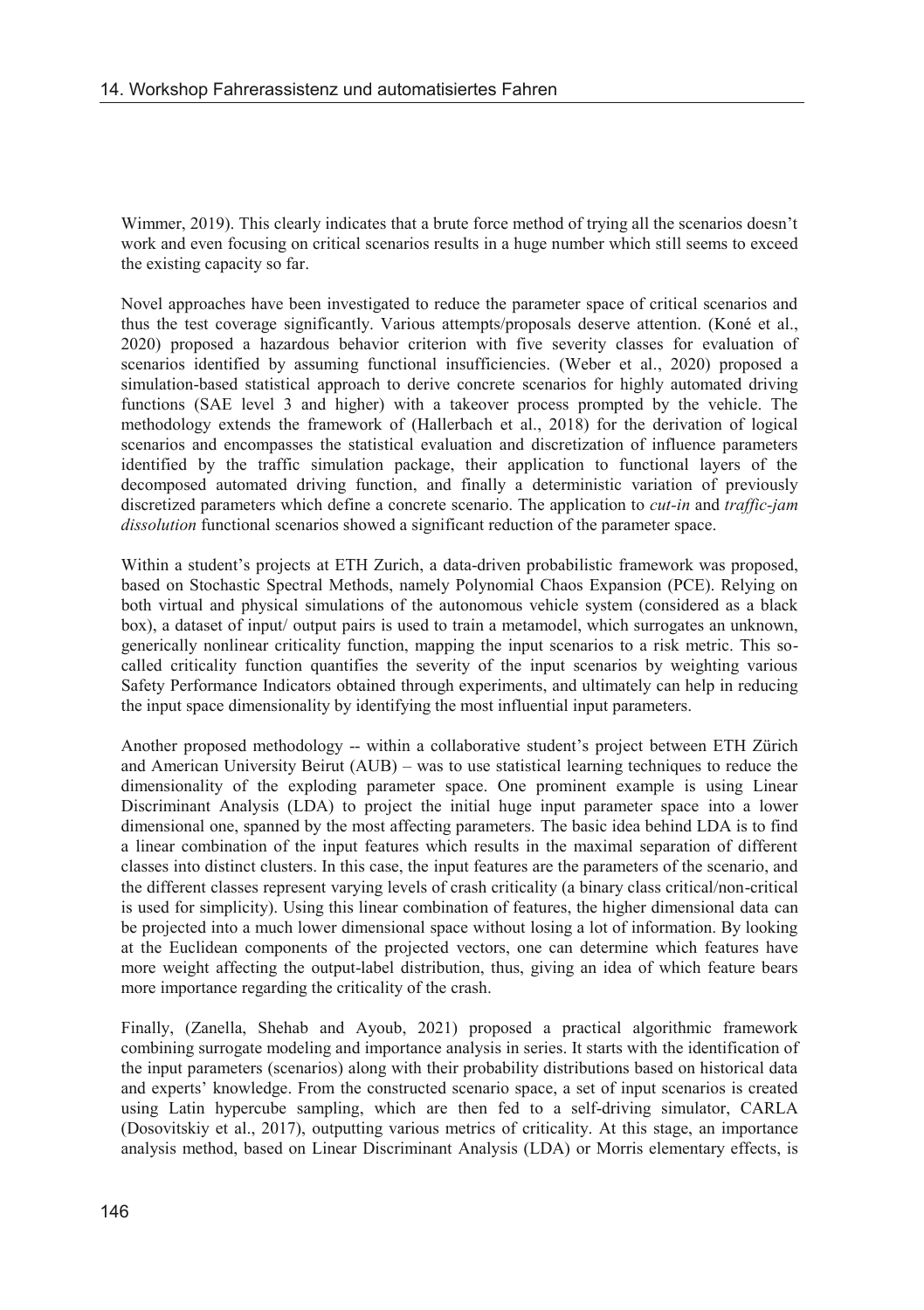Wimmer, 2019). This clearly indicates that a brute force method of trying all the scenarios doesn't work and even focusing on critical scenarios results in a huge number which still seems to exceed the existing capacity so far.

Novel approaches have been investigated to reduce the parameter space of critical scenarios and thus the test coverage significantly. Various attempts/proposals deserve attention. (Koné et al., 2020) proposed a hazardous behavior criterion with five severity classes for evaluation of scenarios identified by assuming functional insufficiencies. (Weber et al., 2020) proposed a simulation-based statistical approach to derive concrete scenarios for highly automated driving functions (SAE level 3 and higher) with a takeover process prompted by the vehicle. The methodology extends the framework of (Hallerbach et al., 2018) for the derivation of logical scenarios and encompasses the statistical evaluation and discretization of influence parameters identified by the traffic simulation package, their application to functional layers of the decomposed automated driving function, and finally a deterministic variation of previously discretized parameters which define a concrete scenario. The application to *cut-in* and *traffic-jam dissolution* functional scenarios showed a significant reduction of the parameter space.

Within a student's projects at ETH Zurich, a data-driven probabilistic framework was proposed, based on Stochastic Spectral Methods, namely Polynomial Chaos Expansion (PCE). Relying on both virtual and physical simulations of the autonomous vehicle system (considered as a black box), a dataset of input/ output pairs is used to train a metamodel, which surrogates an unknown, generically nonlinear criticality function, mapping the input scenarios to a risk metric. This so-called criticality function quantifies the severity of the input scenarios by weighting various Safety Performance Indicators obtained through experiments, and ultimately can help in reducing the input space dimensionality by identifying the most influential input parameters.

Another proposed methodology -- within a collaborative student's project between ETH Zürich and American University Beirut (AUB) – was to use statistical learning techniques to reduce the dimensionality of the exploding parameter space. One prominent example is using Linear Discriminant Analysis (LDA) to project the initial huge input parameter space into a lower dimensional one, spanned by the most affecting parameters. The basic idea behind LDA is to find a linear combination of the input features which results in the maximal separation of different classes into distinct clusters. In this case, the input features are the parameters of the scenario, and the different classes represent varying levels of crash criticality (a binary class critical/non-critical is used for simplicity). Using this linear combination of features, the higher dimensional data can be projected into a much lower dimensional space without losing a lot of information. By looking at the Euclidean components of the projected vectors, one can determine which features have more weight affecting the output-label distribution, thus, giving an idea of which feature bears more importance regarding the criticality of the crash.

Finally, (Zanella, Shehab and Ayoub, 2021) proposed a practical algorithmic framework combining surrogate modeling and importance analysis in series. It starts with the identification of the input parameters (scenarios) along with their probability distributions based on historical data and experts' knowledge. From the constructed scenario space, a set of input scenarios is created using Latin hypercube sampling, which are then fed to a self-driving simulator, CARLA (Dosovitskiy et al., 2017), outputting various metrics of criticality. At this stage, an importance analysis method, based on Linear Discriminant Analysis (LDA) or Morris elementary effects, is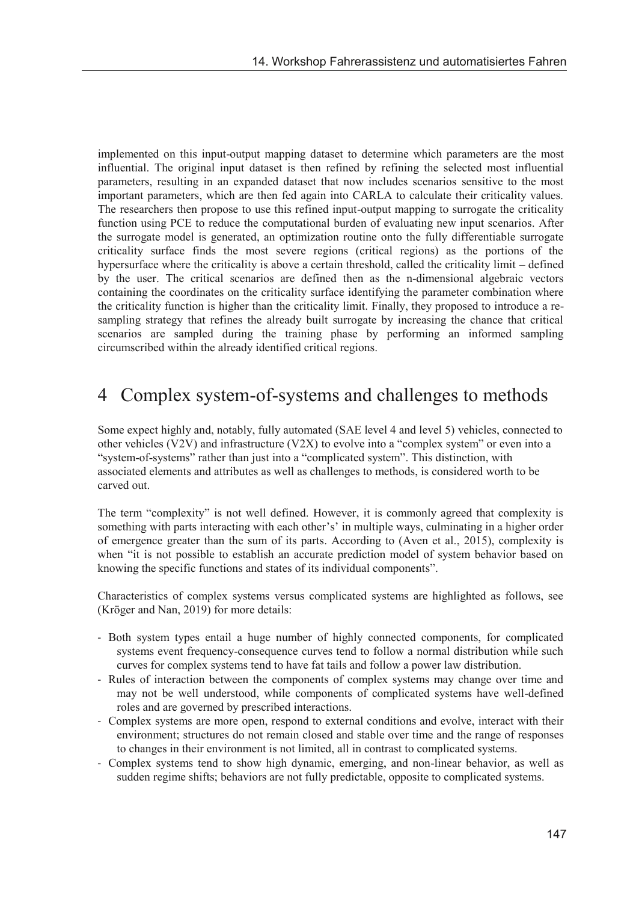implemented on this input-output mapping dataset to determine which parameters are the most influential. The original input dataset is then refined by refining the selected most influential parameters, resulting in an expanded dataset that now includes scenarios sensitive to the most important parameters, which are then fed again into CARLA to calculate their criticality values. The researchers then propose to use this refined input-output mapping to surrogate the criticality function using PCE to reduce the computational burden of evaluating new input scenarios. After the surrogate model is generated, an optimization routine onto the fully differentiable surrogate criticality surface finds the most severe regions (critical regions) as the portions of the hypersurface where the criticality is above a certain threshold, called the criticality limit – defined by the user. The critical scenarios are defined then as the n-dimensional algebraic vectors containing the coordinates on the criticality surface identifying the parameter combination where the criticality function is higher than the criticality limit. Finally, they proposed to introduce a re-sampling strategy that refines the already built surrogate by increasing the chance that critical scenarios are sampled during the training phase by performing an informed sampling circumscribed within the already identified critical regions.

# 4 Complex system-of-systems and challenges to methods

Some expect highly and, notably, fully automated (SAE level 4 and level 5) vehicles, connected to other vehicles (V2V) and infrastructure (V2X) to evolve into a "complex system" or even into a "system-of-systems" rather than just into a "complicated system". This distinction, with associated elements and attributes as well as challenges to methods, is considered worth to be carved out.

The term "complexity" is not well defined. However, it is commonly agreed that complexity is something with parts interacting with each other's' in multiple ways, culminating in a higher order of emergence greater than the sum of its parts. According to (Aven et al., 2015), complexity is when "it is not possible to establish an accurate prediction model of system behavior based on knowing the specific functions and states of its individual components".

Characteristics of complex systems versus complicated systems are highlighted as follows, see (Kröger and Nan, 2019) for more details:

- Both system types entail a huge number of highly connected components, for complicated systems event frequency-consequence curves tend to follow a normal distribution while such curves for complex systems tend to have fat tails and follow a power law distribution.
- Rules of interaction between the components of complex systems may change over time and may not be well understood, while components of complicated systems have well-defined roles and are governed by prescribed interactions.
- Complex systems are more open, respond to external conditions and evolve, interact with their environment; structures do not remain closed and stable over time and the range of responses to changes in their environment is not limited, all in contrast to complicated systems.
- Complex systems tend to show high dynamic, emerging, and non-linear behavior, as well as sudden regime shifts; behaviors are not fully predictable, opposite to complicated systems.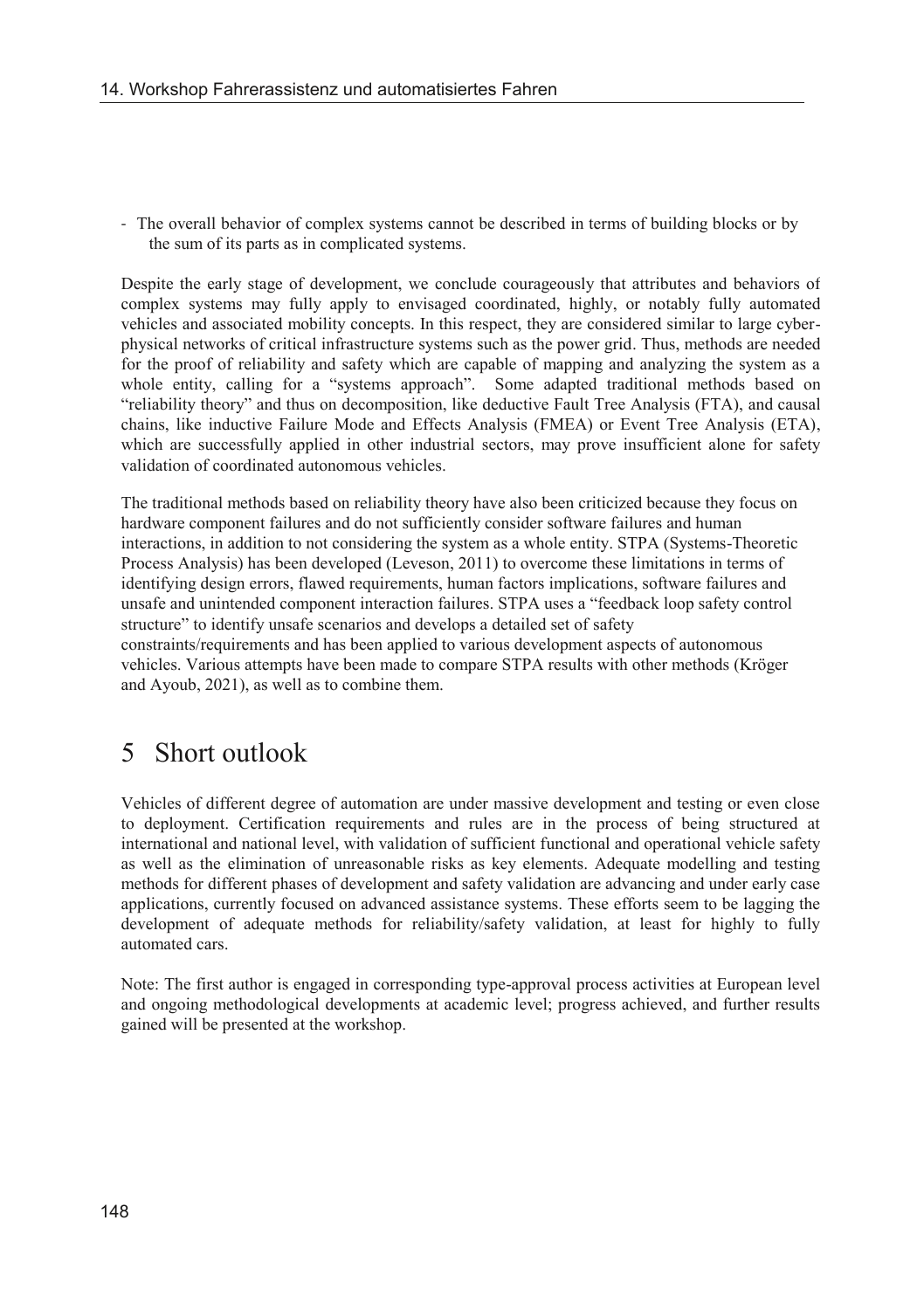- The overall behavior of complex systems cannot be described in terms of building blocks or by the sum of its parts as in complicated systems.

Despite the early stage of development, we conclude courageously that attributes and behaviors of complex systems may fully apply to envisaged coordinated, highly, or notably fully automated vehicles and associated mobility concepts. In this respect, they are considered similar to large cyber-physical networks of critical infrastructure systems such as the power grid. Thus, methods are needed for the proof of reliability and safety which are capable of mapping and analyzing the system as a whole entity, calling for a "systems approach". Some adapted traditional methods based on "reliability theory" and thus on decomposition, like deductive Fault Tree Analysis (FTA), and causal chains, like inductive Failure Mode and Effects Analysis (FMEA) or Event Tree Analysis (ETA), which are successfully applied in other industrial sectors, may prove insufficient alone for safety validation of coordinated autonomous vehicles.

The traditional methods based on reliability theory have also been criticized because they focus on hardware component failures and do not sufficiently consider software failures and human interactions, in addition to not considering the system as a whole entity. STPA (Systems-Theoretic Process Analysis) has been developed (Leveson, 2011) to overcome these limitations in terms of identifying design errors, flawed requirements, human factors implications, software failures and unsafe and unintended component interaction failures. STPA uses a "feedback loop safety control structure" to identify unsafe scenarios and develops a detailed set of safety constraints/requirements and has been applied to various development aspects of autonomous vehicles. Various attempts have been made to compare STPA results with other methods (Kröger and Ayoub, 2021), as well as to combine them.

# 5 Short outlook

Vehicles of different degree of automation are under massive development and testing or even close to deployment. Certification requirements and rules are in the process of being structured at international and national level, with validation of sufficient functional and operational vehicle safety as well as the elimination of unreasonable risks as key elements. Adequate modelling and testing methods for different phases of development and safety validation are advancing and under early case applications, currently focused on advanced assistance systems. These efforts seem to be lagging the development of adequate methods for reliability/safety validation, at least for highly to fully automated cars.

Note: The first author is engaged in corresponding type-approval process activities at European level and ongoing methodological developments at academic level; progress achieved, and further results gained will be presented at the workshop.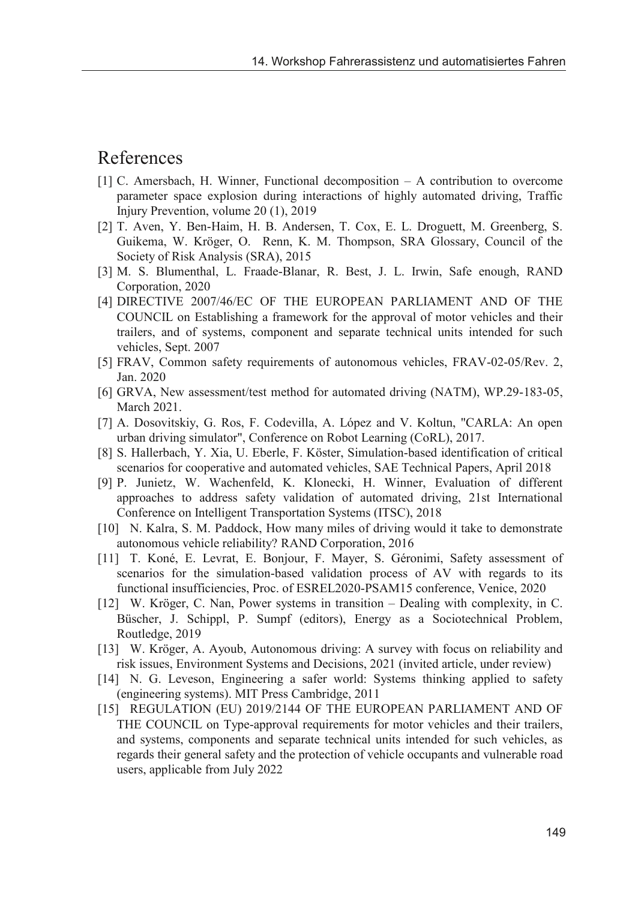# References

[1] C. Amersbach, H. Winner, Functional decomposition – A contribution to overcome parameter space explosion during interactions of highly automated driving, Traffic Injury Prevention, volume 20 (1), 2019

[2] T. Aven, Y. Ben-Haim, H. B. Andersen, T. Cox, E. L. Droguett, M. Greenberg, S. Guikema, W. Kröger, O. Renn, K. M. Thompson, SRA Glossary, Council of the Society of Risk Analysis (SRA), 2015

[3] M. S. Blumenthal, L. Fraade-Blanar, R. Best, J. L. Irwin, Safe enough, RAND Corporation, 2020

[4] DIRECTIVE 2007/46/EC OF THE EUROPEAN PARLIAMENT AND OF THE COUNCIL on Establishing a framework for the approval of motor vehicles and their trailers, and of systems, component and separate technical units intended for such vehicles, Sept. 2007

[5] FRAV, Common safety requirements of autonomous vehicles, FRAV-02-05/Rev. 2, Jan. 2020

[6] GRVA, New assessment/test method for automated driving (NATM), WP.29-183-05, March 2021.

[7] A. Dosovitskiy, G. Ros, F. Codevilla, A. López and V. Koltun, "CARLA: An open urban driving simulator", Conference on Robot Learning (CoRL), 2017.

[8] S. Hallerbach, Y. Xia, U. Eberle, F. Köster, Simulation-based identification of critical scenarios for cooperative and automated vehicles, SAE Technical Papers, April 2018

[9] P. Junietz, W. Wachenfeld, K. Klonecki, H. Winner, Evaluation of different approaches to address safety validation of automated driving, 21st International Conference on Intelligent Transportation Systems (ITSC), 2018

[10] N. Kalra, S. M. Paddock, How many miles of driving would it take to demonstrate autonomous vehicle reliability? RAND Corporation, 2016

[11] T. Koné, E. Levrat, E. Bonjour, F. Mayer, S. Géronimi, Safety assessment of scenarios for the simulation-based validation process of AV with regards to its functional insufficiencies, Proc. of ESREL2020-PSAM15 conference, Venice, 2020

[12] W. Kröger, C. Nan, Power systems in transition – Dealing with complexity, in C. Büscher, J. Schippl, P. Sumpf (editors), Energy as a Sociotechnical Problem, Routledge, 2019

[13] W. Kröger, A. Ayoub, Autonomous driving: A survey with focus on reliability and risk issues, Environment Systems and Decisions, 2021 (invited article, under review)

[14] N. G. Leveson, Engineering a safer world: Systems thinking applied to safety (engineering systems). MIT Press Cambridge, 2011

[15] REGULATION (EU) 2019/2144 OF THE EUROPEAN PARLIAMENT AND OF THE COUNCIL on Type-approval requirements for motor vehicles and their trailers, and systems, components and separate technical units intended for such vehicles, as regards their general safety and the protection of vehicle occupants and vulnerable road users, applicable from July 2022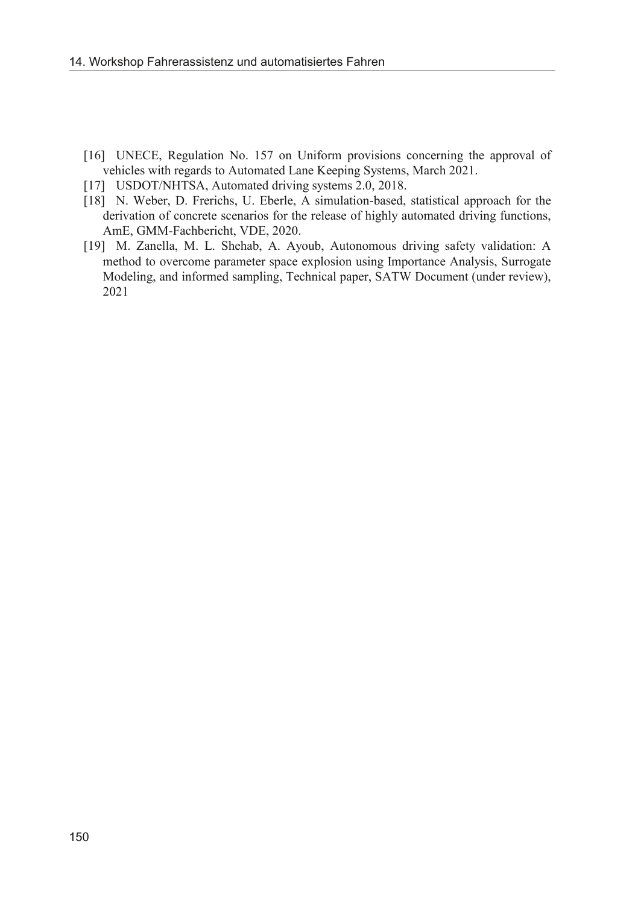[16] UNECE, Regulation No. 157 on Uniform provisions concerning the approval of vehicles with regards to Automated Lane Keeping Systems, March 2021.

[17] USDOT/NHTSA, Automated driving systems 2.0, 2018.

[18] N. Weber, D. Frerichs, U. Eberle, A simulation-based, statistical approach for the derivation of concrete scenarios for the release of highly automated driving functions, AmE, GMM-Fachbericht, VDE, 2020.

[19] M. Zanella, M. L. Shehab, A. Ayoub, Autonomous driving safety validation: A method to overcome parameter space explosion using Importance Analysis, Surrogate Modeling, and informed sampling, Technical paper, SATW Document (under review), 2021